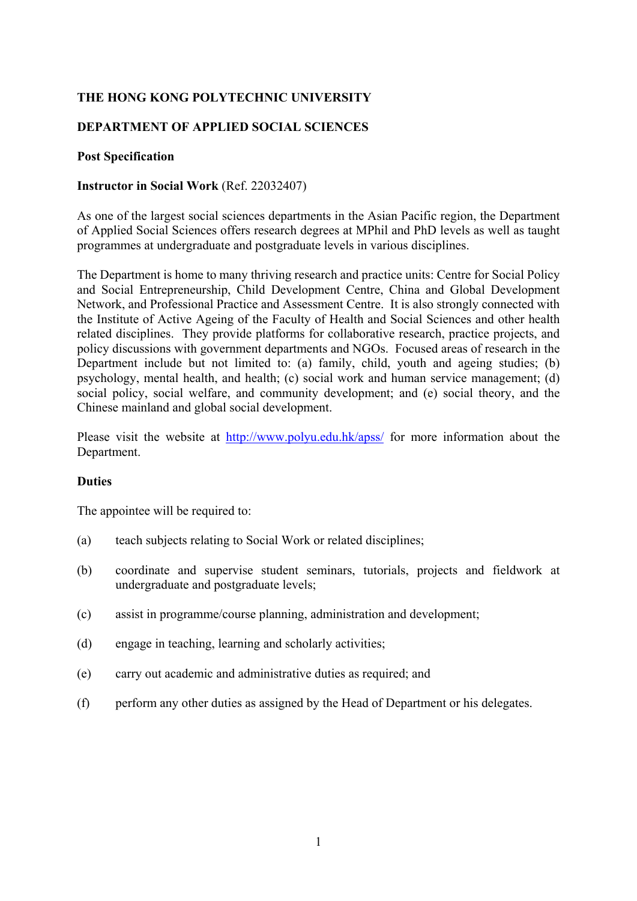**THE HONG KONG POLYTECHNIC UNIVERSITY**

**DEPARTMENT OF APPLIED SOCIAL SCIENCES**

**Post Specification**

**Instructor in Social Work** (Ref. 22032407)

As one of the largest social sciences departments in the Asian Pacific region, the Department of Applied Social Sciences offers research degrees at MPhil and PhD levels as well as taught programmes at undergraduate and postgraduate levels in various disciplines.

The Department is home to many thriving research and practice units: Centre for Social Policy and Social Entrepreneurship, Child Development Centre, China and Global Development Network, and Professional Practice and Assessment Centre. It is also strongly connected with the Institute of Active Ageing of the Faculty of Health and Social Sciences and other health related disciplines. They provide platforms for collaborative research, practice projects, and policy discussions with government departments and NGOs. Focused areas of research in the Department include but not limited to: (a) family, child, youth and ageing studies; (b) psychology, mental health, and health; (c) social work and human service management; (d) social policy, social welfare, and community development; and (e) social theory, and the Chinese mainland and global social development.

Please visit the website at http://www.polyu.edu.hk/apss/ for more information about the Department.

**Duties**

The appointee will be required to:

(a) teach subjects relating to Social Work or related disciplines;

(b) coordinate and supervise student seminars, tutorials, projects and fieldwork at undergraduate and postgraduate levels;

(c) assist in programme/course planning, administration and development;

(d) engage in teaching, learning and scholarly activities;

(e) carry out academic and administrative duties as required; and

(f) perform any other duties as assigned by the Head of Department or his delegates.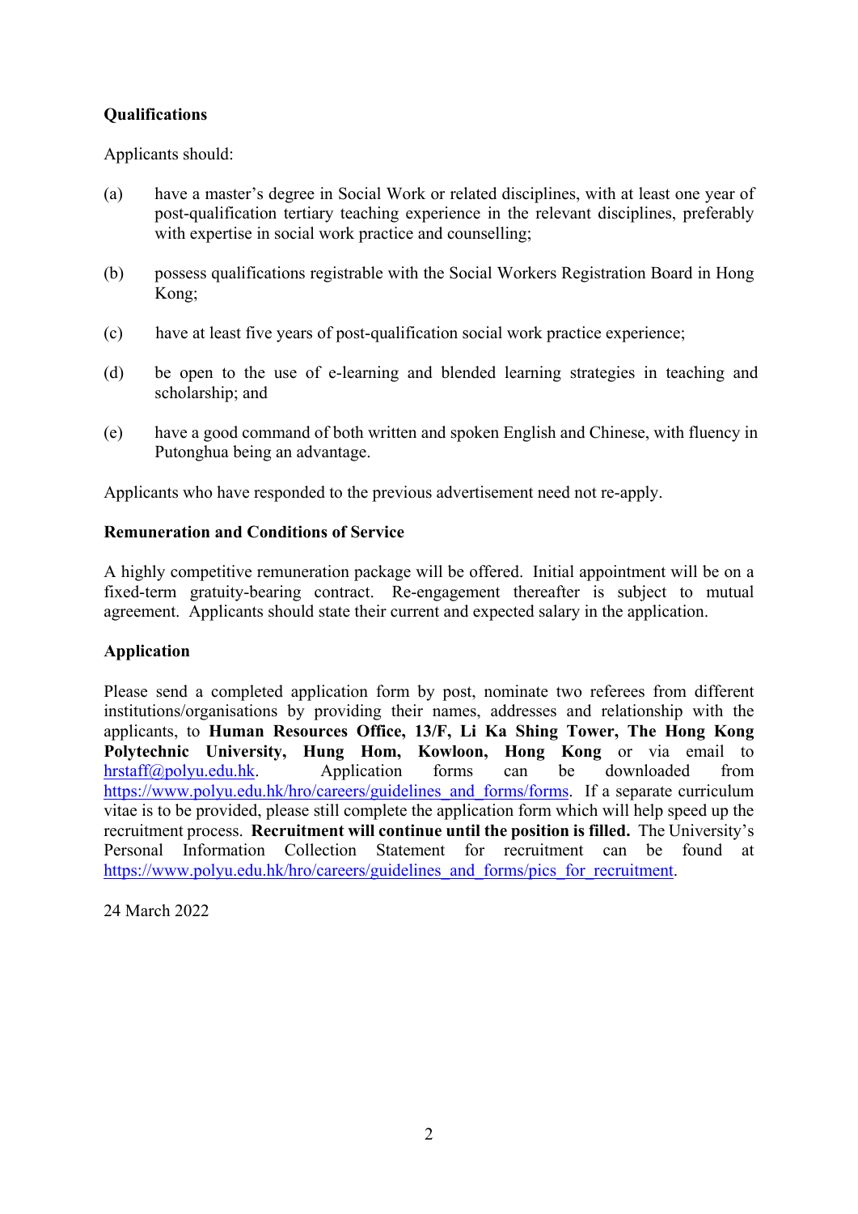**Qualifications**

Applicants should:

(a) have a master's degree in Social Work or related disciplines, with at least one year of post-qualification tertiary teaching experience in the relevant disciplines, preferably with expertise in social work practice and counselling;

(b) possess qualifications registrable with the Social Workers Registration Board in Hong Kong;

(c) have at least five years of post-qualification social work practice experience;

(d) be open to the use of e-learning and blended learning strategies in teaching and scholarship; and

(e) have a good command of both written and spoken English and Chinese, with fluency in Putonghua being an advantage.

Applicants who have responded to the previous advertisement need not re-apply.

**Remuneration and Conditions of Service**

A highly competitive remuneration package will be offered. Initial appointment will be on a fixed-term gratuity-bearing contract. Re-engagement thereafter is subject to mutual agreement. Applicants should state their current and expected salary in the application.

**Application**

Please send a completed application form by post, nominate two referees from different institutions/organisations by providing their names, addresses and relationship with the applicants, to **Human Resources Office, 13/F, Li Ka Shing Tower, The Hong Kong Polytechnic University, Hung Hom, Kowloon, Hong Kong** or via email to hrstaff@polyu.edu.hk. Application forms can be downloaded from https://www.polyu.edu.hk/hro/careers/guidelines_and_forms/forms. If a separate curriculum vitae is to be provided, please still complete the application form which will help speed up the recruitment process. **Recruitment will continue until the position is filled.** The University's Personal Information Collection Statement for recruitment can be found at https://www.polyu.edu.hk/hro/careers/guidelines_and_forms/pics_for_recruitment.

24 March 2022